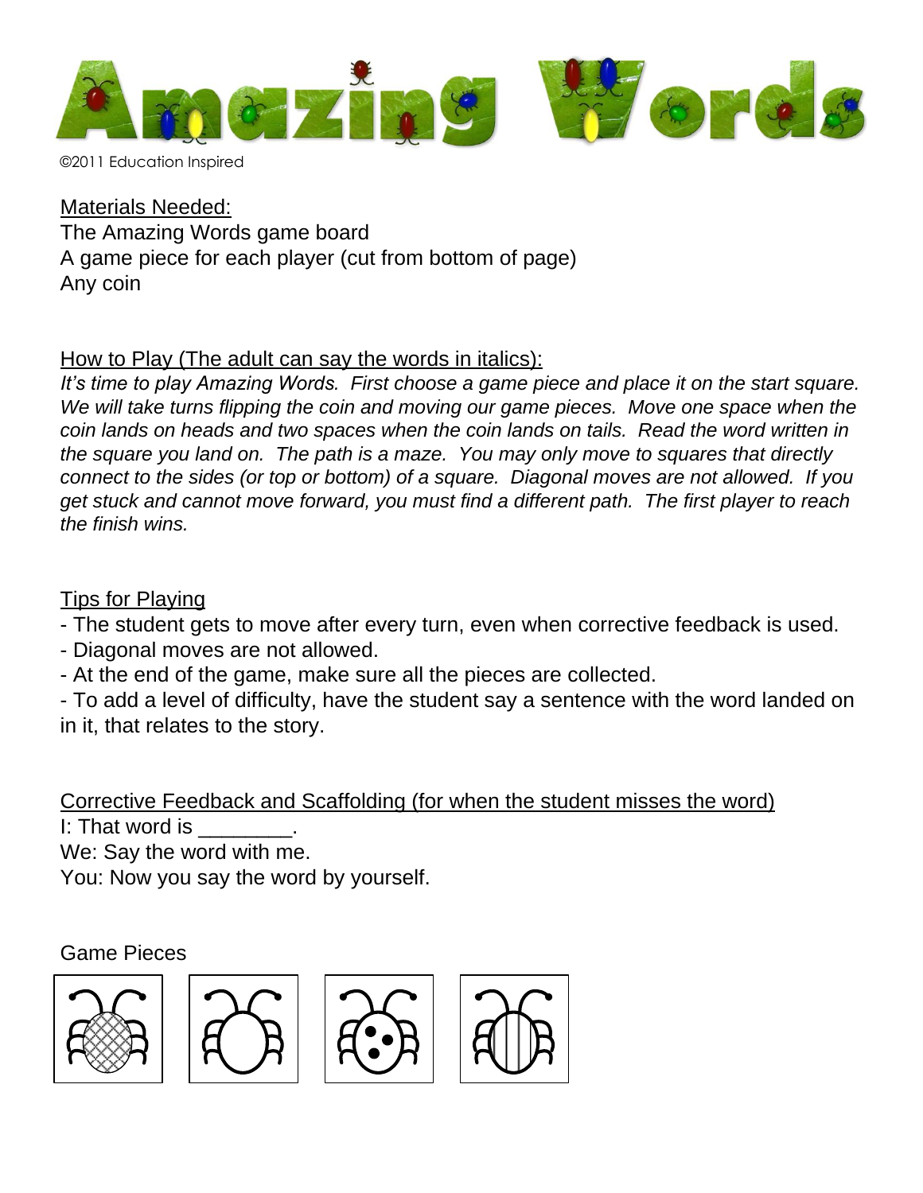# Amazing Words

©2011 Education Inspired

Materials Needed:

The Amazing Words game board
A game piece for each player (cut from bottom of page)
Any coin

How to Play (The adult can say the words in italics):

*It's time to play Amazing Words. First choose a game piece and place it on the start square. We will take turns flipping the coin and moving our game pieces. Move one space when the coin lands on heads and two spaces when the coin lands on tails. Read the word written in the square you land on. The path is a maze. You may only move to squares that directly connect to the sides (or top or bottom) of a square. Diagonal moves are not allowed. If you get stuck and cannot move forward, you must find a different path. The first player to reach the finish wins.*

Tips for Playing

- The student gets to move after every turn, even when corrective feedback is used.
- Diagonal moves are not allowed.
- At the end of the game, make sure all the pieces are collected.
- To add a level of difficulty, have the student say a sentence with the word landed on in it, that relates to the story.

Corrective Feedback and Scaffolding (for when the student misses the word)

I: That word is ________.
We: Say the word with me.
You: Now you say the word by yourself.

Game Pieces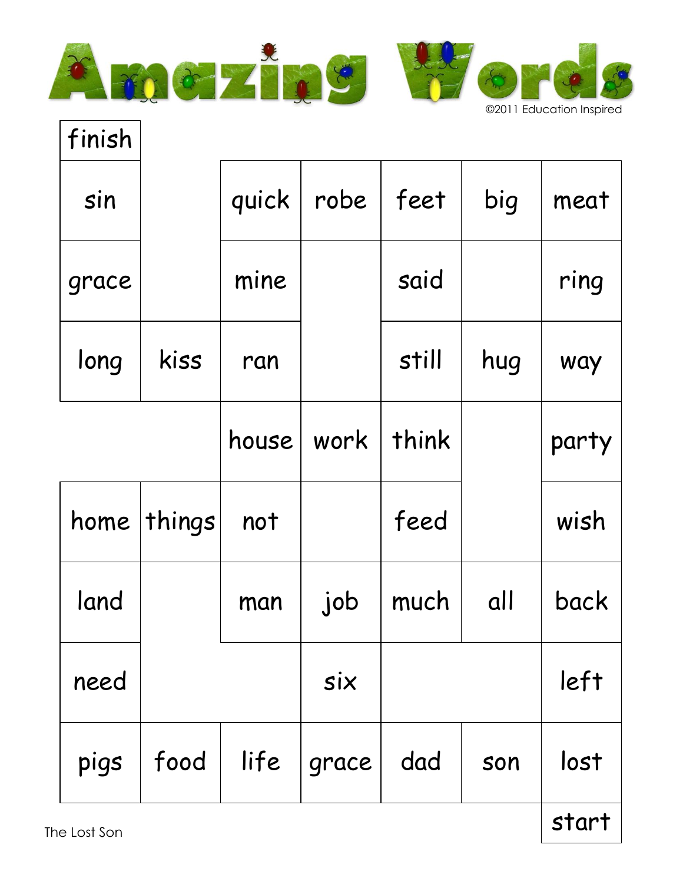# Amazing Words

©2011 Education Inspired

| | | | | | | |
|---|---|---|---|---|---|---|
| finish | | | | | | |
| sin | | quick | robe | feet | big | meat |
| grace | | mine | | said | | ring |
| long | kiss | ran | | still | hug | way |
| | | house | work | think | | party |
| home | things | not | | feed | | wish |
| land | | man | job | much | all | back |
| need | | | six | | | left |
| pigs | food | life | grace | dad | son | lost |
| | | | | | | start |

The Lost Son